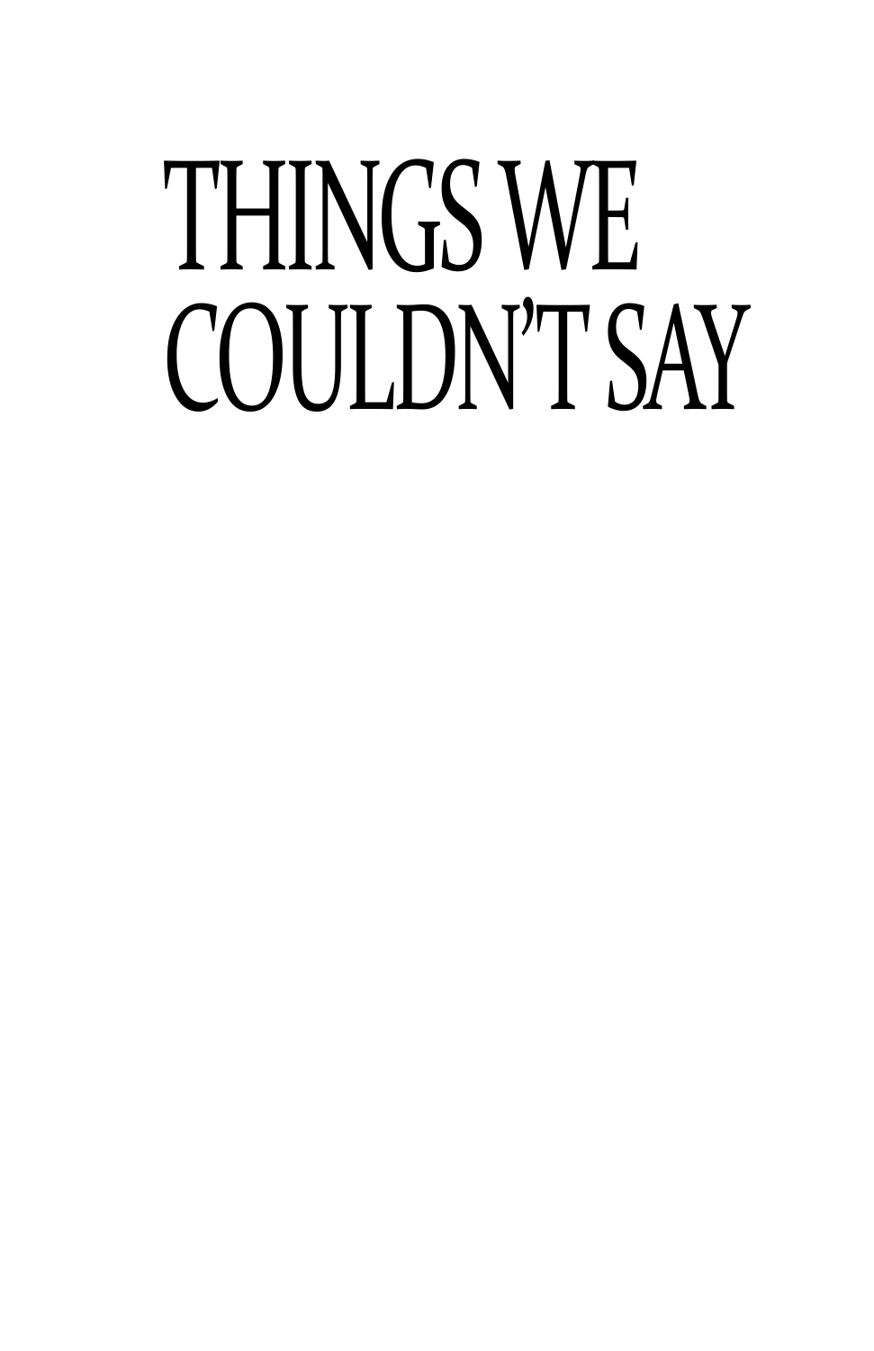# THINGS WE COULDN'T SAY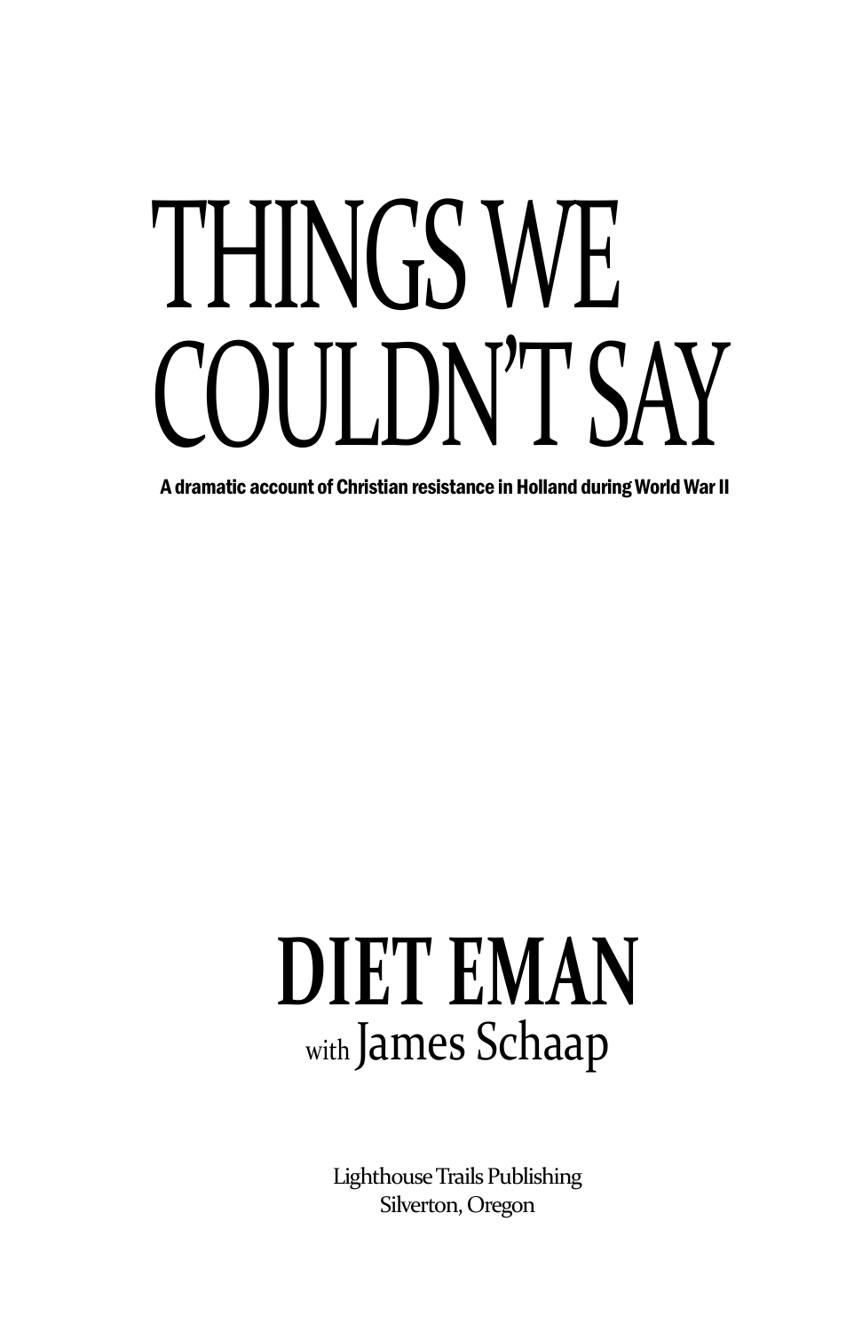# THINGS WE COULDN'T SAY

**A dramatic account of Christian resistance in Holland during World War II**

## DIET EMAN

with James Schaap

Lighthouse Trails Publishing
Silverton, Oregon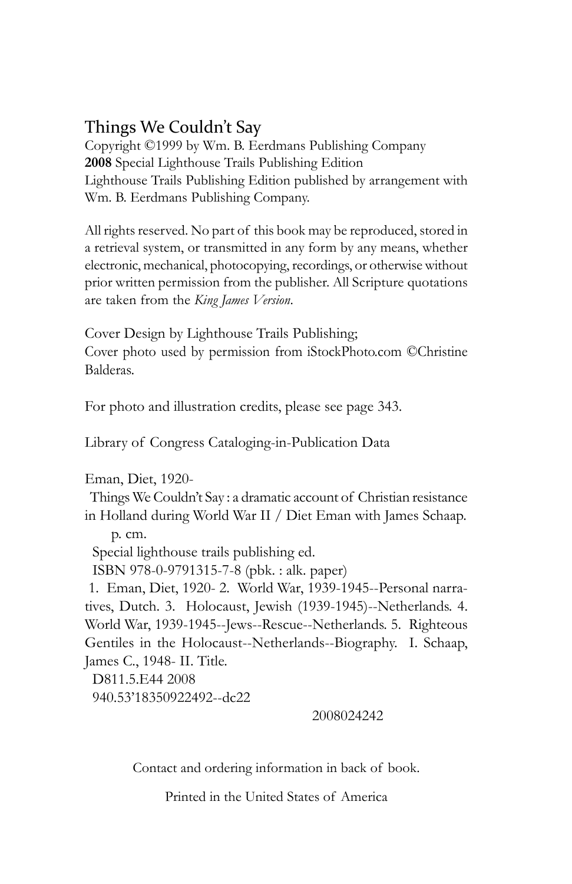## Things We Couldn't Say

Copyright ©1999 by Wm. B. Eerdmans Publishing Company
**2008** Special Lighthouse Trails Publishing Edition
Lighthouse Trails Publishing Edition published by arrangement with Wm. B. Eerdmans Publishing Company.

All rights reserved. No part of this book may be reproduced, stored in a retrieval system, or transmitted in any form by any means, whether electronic, mechanical, photocopying, recordings, or otherwise without prior written permission from the publisher. All Scripture quotations are taken from the *King James Version*.

Cover Design by Lighthouse Trails Publishing;
Cover photo used by permission from iStockPhoto.com ©Christine Balderas.

For photo and illustration credits, please see page 343.

Library of Congress Cataloging-in-Publication Data

Eman, Diet, 1920-
Things We Couldn't Say : a dramatic account of Christian resistance in Holland during World War II / Diet Eman with James Schaap.
p. cm.
Special lighthouse trails publishing ed.
ISBN 978-0-9791315-7-8 (pbk. : alk. paper)
1. Eman, Diet, 1920- 2. World War, 1939-1945--Personal narratives, Dutch. 3. Holocaust, Jewish (1939-1945)--Netherlands. 4. World War, 1939-1945--Jews--Rescue--Netherlands. 5. Righteous Gentiles in the Holocaust--Netherlands--Biography. I. Schaap, James C., 1948- II. Title.
D811.5.E44 2008
940.53'18350922492--dc22

2008024242

Contact and ordering information in back of book.

Printed in the United States of America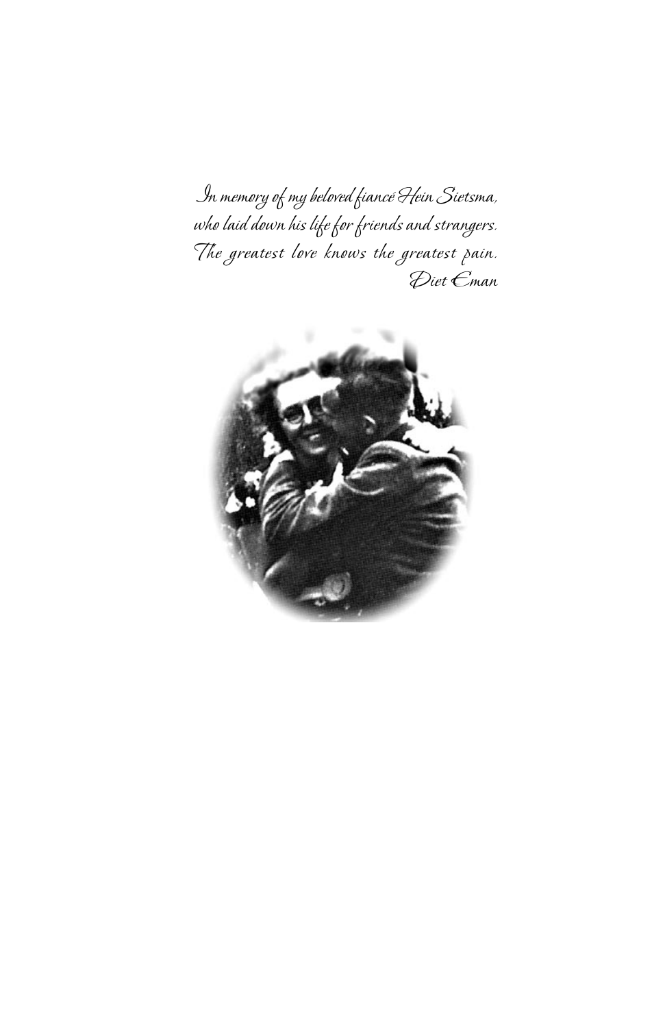*In memory of my beloved fiancé Hein Sietsma,*
*who laid down his life for friends and strangers.*
*The greatest love knows the greatest pain.*
*Diet Eman*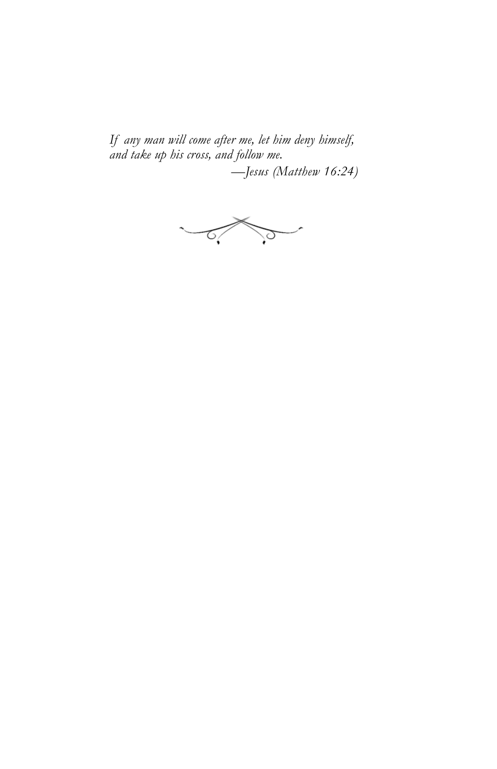*If any man will come after me, let him deny himself, and take up his cross, and follow me.*

*—Jesus (Matthew 16:24)*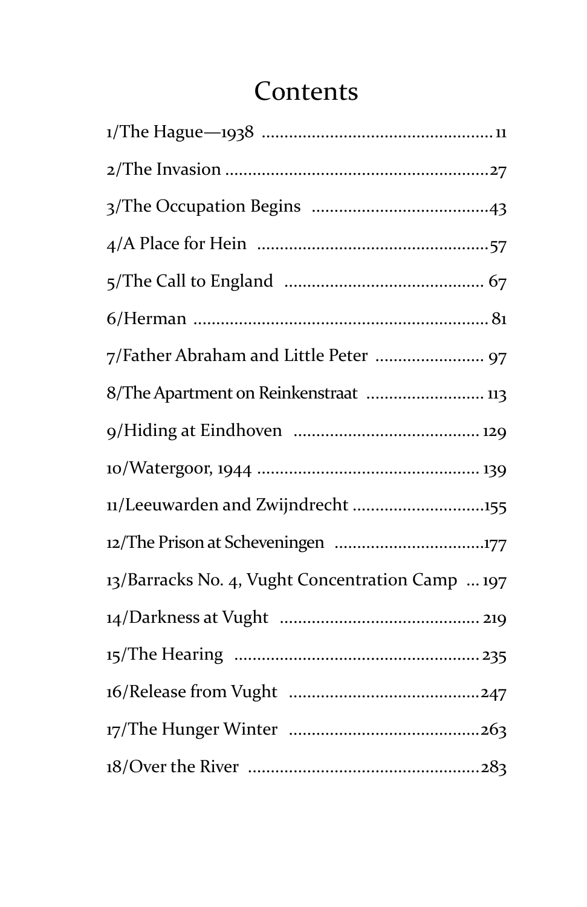# Contents

1/The Hague—1938 .................................................. 11

2/The Invasion .........................................................27

3/The Occupation Begins ......................................43

4/A Place for Hein ..................................................57

5/The Call to England ........................................... 67

6/Herman ................................................................ 81

7/Father Abraham and Little Peter ....................... 97

8/The Apartment on Reinkenstraat ......................... 113

9/Hiding at Eindhoven ......................................... 129

10/Watergoor, 1944 ................................................. 139

11/Leeuwarden and Zwijndrecht .............................155

12/The Prison at Scheveningen ................................177

13/Barracks No. 4, Vught Concentration Camp ... 197

14/Darkness at Vught ............................................ 219

15/The Hearing ...................................................... 235

16/Release from Vught ..........................................247

17/The Hunger Winter ..........................................263

18/Over the River ...................................................283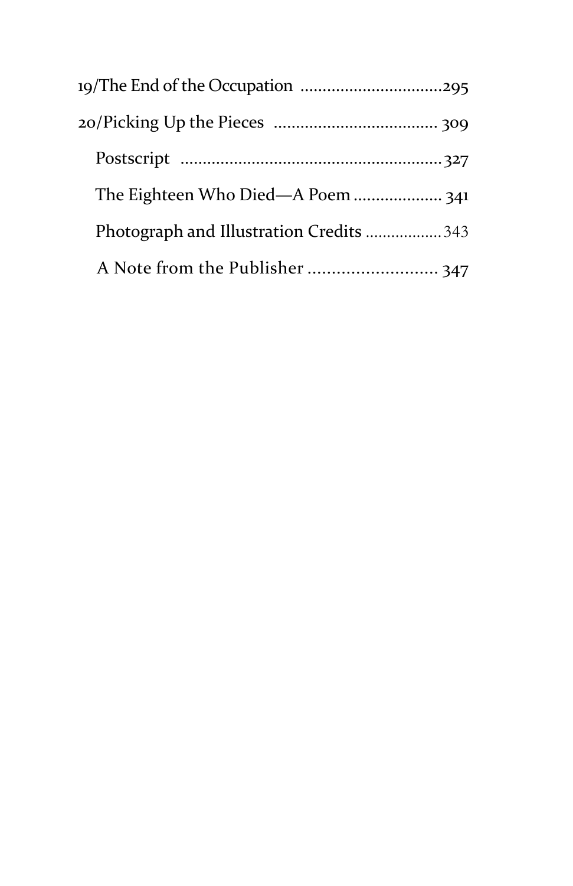19/The End of the Occupation ...............................295

20/Picking Up the Pieces .................................... 309

Postscript .........................................................327

The Eighteen Who Died—A Poem ................... 341

Photograph and Illustration Credits .................343

A Note from the Publisher ........................... 347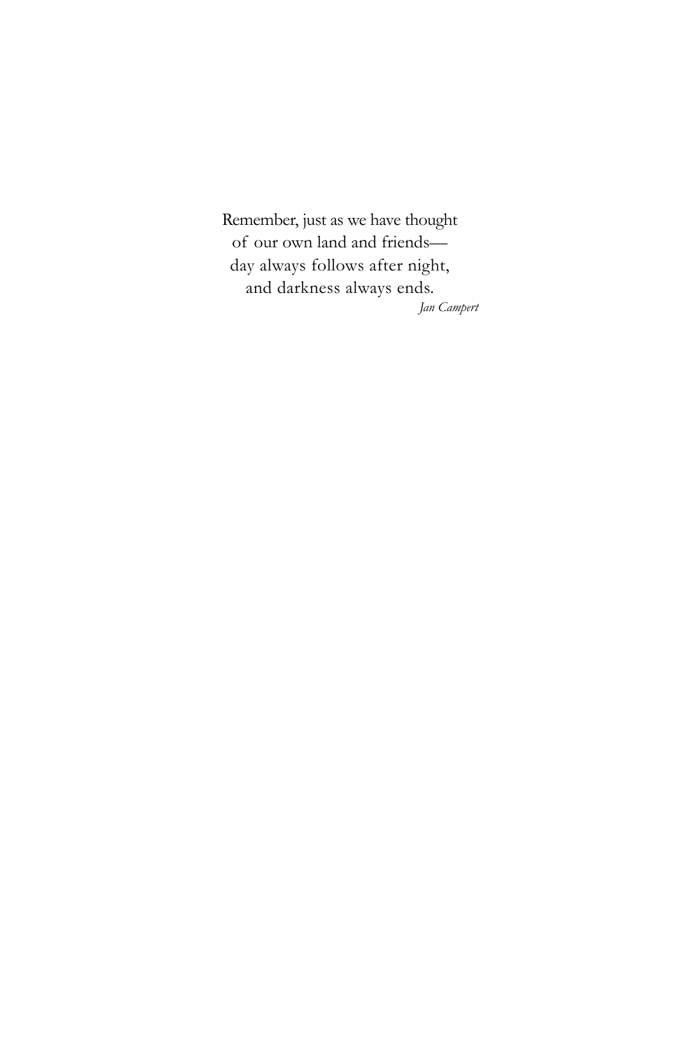Remember, just as we have thought
of our own land and friends—
day always follows after night,
and darkness always ends.

*Jan Campert*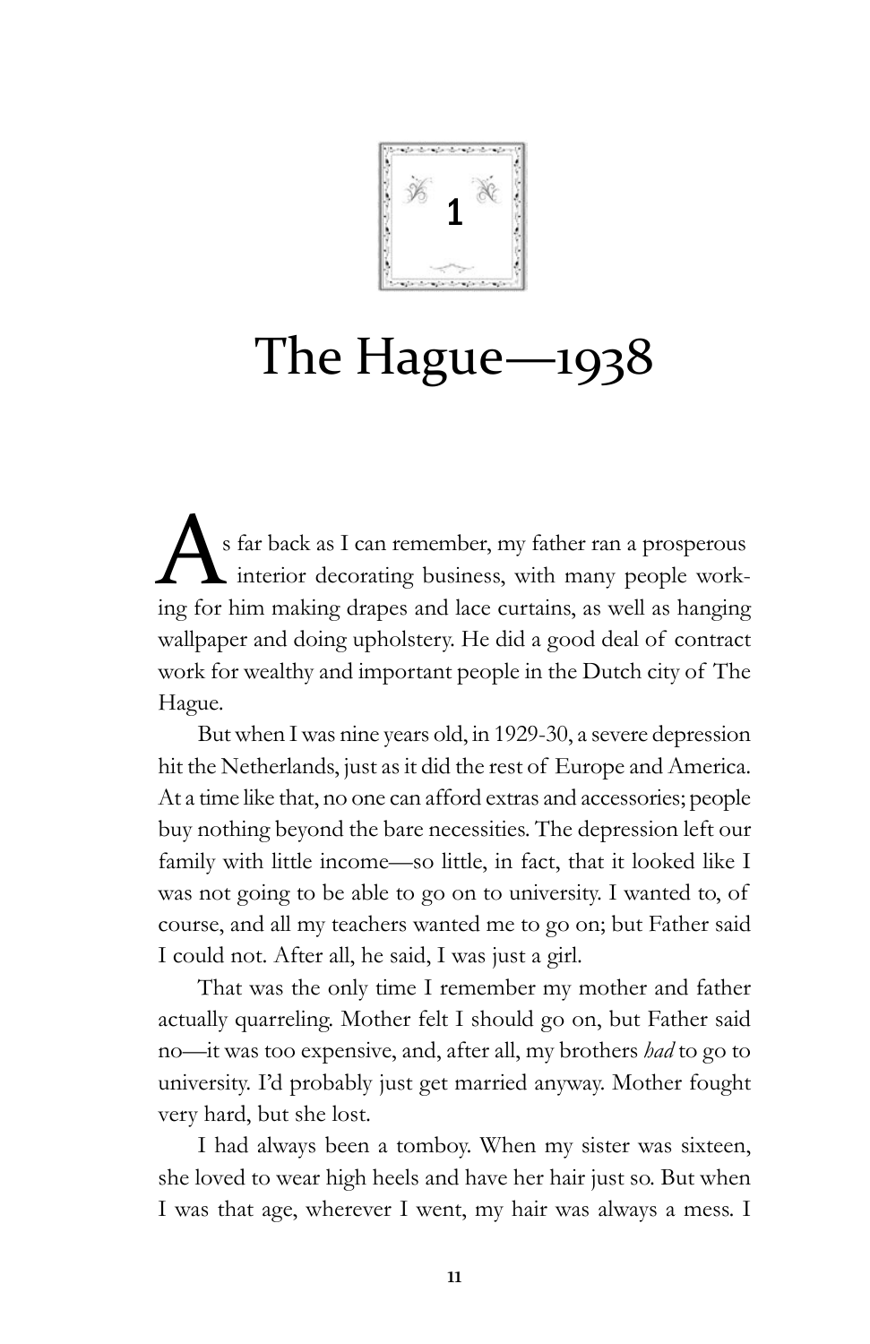# 1

# The Hague—1938

As far back as I can remember, my father ran a prosperous interior decorating business, with many people working for him making drapes and lace curtains, as well as hanging wallpaper and doing upholstery. He did a good deal of contract work for wealthy and important people in the Dutch city of The Hague.

But when I was nine years old, in 1929-30, a severe depression hit the Netherlands, just as it did the rest of Europe and America. At a time like that, no one can afford extras and accessories; people buy nothing beyond the bare necessities. The depression left our family with little income—so little, in fact, that it looked like I was not going to be able to go on to university. I wanted to, of course, and all my teachers wanted me to go on; but Father said I could not. After all, he said, I was just a girl.

That was the only time I remember my mother and father actually quarreling. Mother felt I should go on, but Father said no—it was too expensive, and, after all, my brothers *had* to go to university. I'd probably just get married anyway. Mother fought very hard, but she lost.

I had always been a tomboy. When my sister was sixteen, she loved to wear high heels and have her hair just so. But when I was that age, wherever I went, my hair was always a mess. I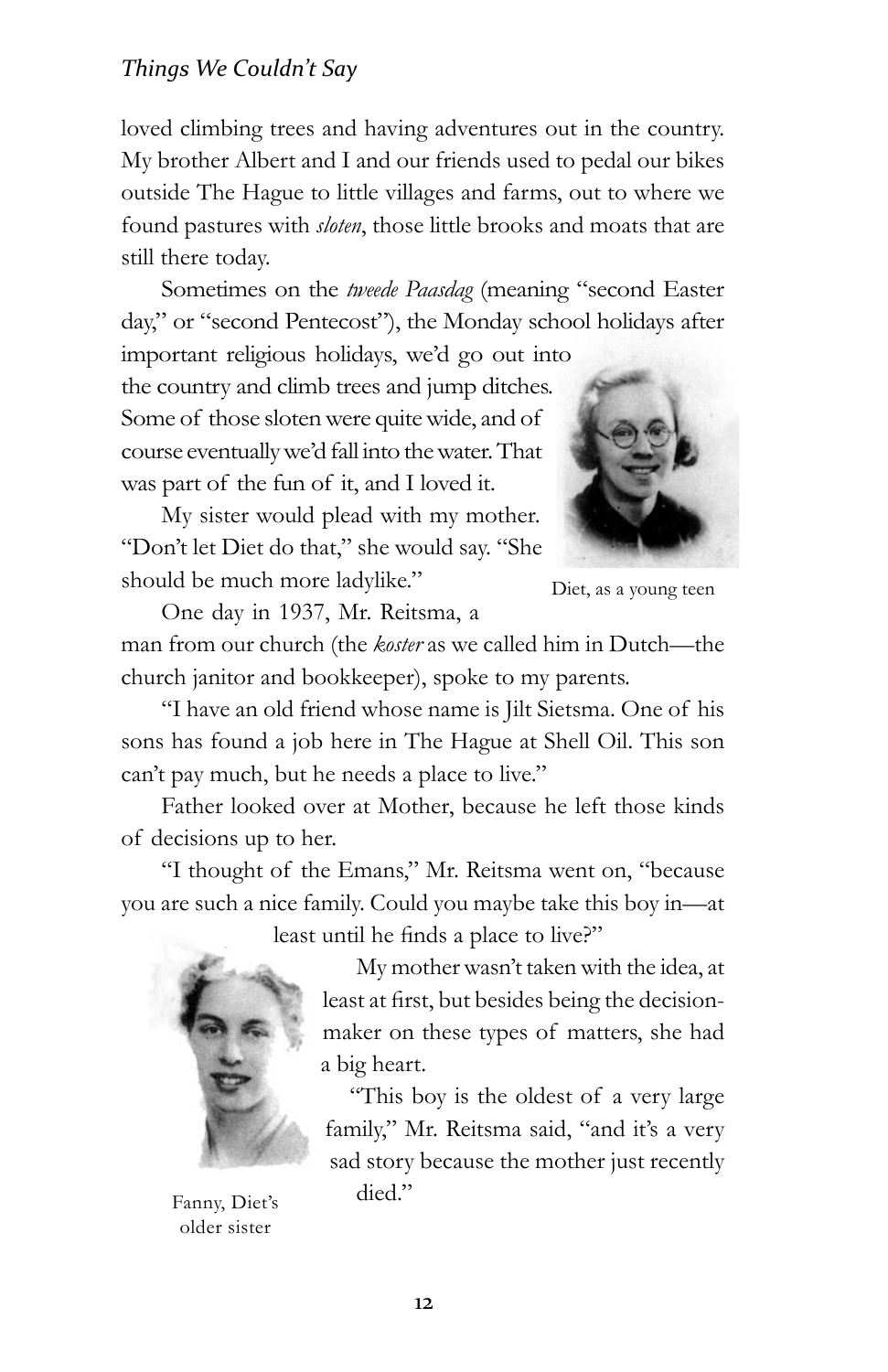loved climbing trees and having adventures out in the country. My brother Albert and I and our friends used to pedal our bikes outside The Hague to little villages and farms, out to where we found pastures with *sloten*, those little brooks and moats that are still there today.

Sometimes on the *tweede Paasdag* (meaning "second Easter day," or "second Pentecost"), the Monday school holidays after important religious holidays, we'd go out into the country and climb trees and jump ditches. Some of those sloten were quite wide, and of course eventually we'd fall into the water. That was part of the fun of it, and I loved it.

My sister would plead with my mother. "Don't let Diet do that," she would say. "She should be much more ladylike."

Diet, as a young teen

One day in 1937, Mr. Reitsma, a man from our church (the *koster* as we called him in Dutch—the church janitor and bookkeeper), spoke to my parents.

"I have an old friend whose name is Jilt Sietsma. One of his sons has found a job here in The Hague at Shell Oil. This son can't pay much, but he needs a place to live."

Father looked over at Mother, because he left those kinds of decisions up to her.

"I thought of the Emans," Mr. Reitsma went on, "because you are such a nice family. Could you maybe take this boy in—at least until he finds a place to live?"

My mother wasn't taken with the idea, at least at first, but besides being the decision-maker on these types of matters, she had a big heart.

"This boy is the oldest of a very large family," Mr. Reitsma said, "and it's a very sad story because the mother just recently died."

Fanny, Diet's older sister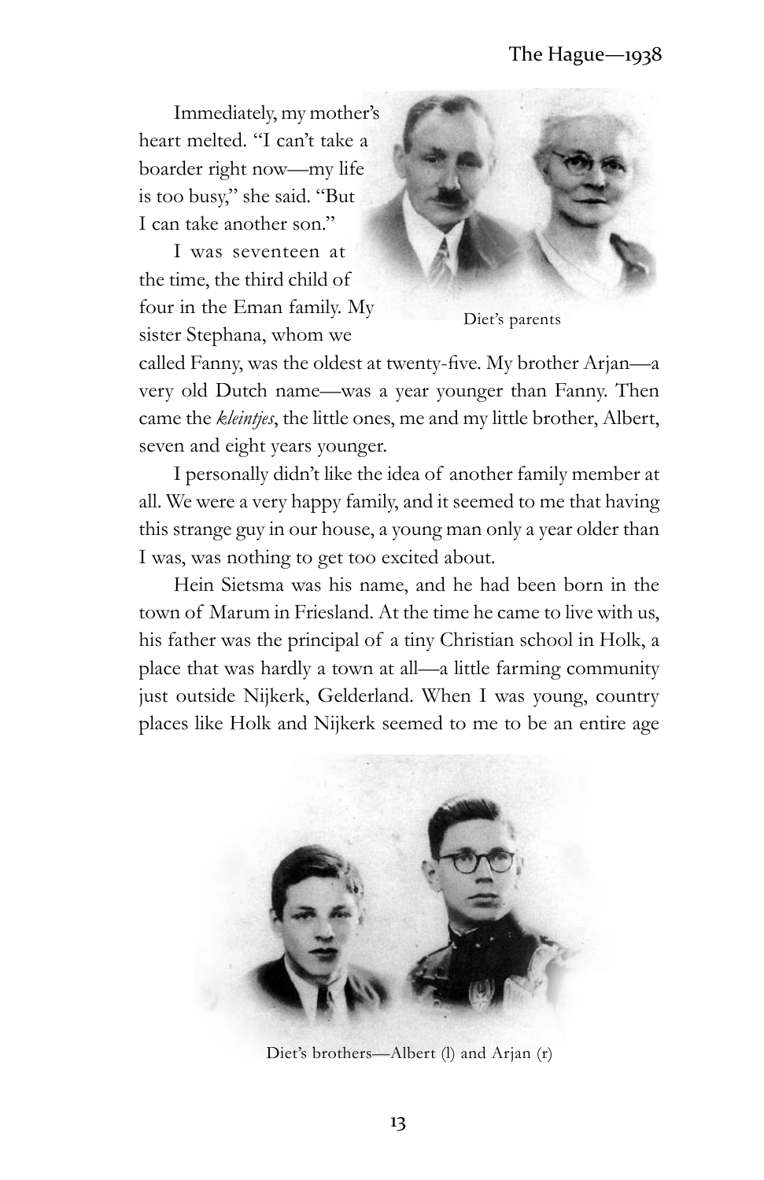Immediately, my mother's heart melted. "I can't take a boarder right now—my life is too busy," she said. "But I can take another son."

Diet's parents

I was seventeen at the time, the third child of four in the Eman family. My sister Stephana, whom we called Fanny, was the oldest at twenty-five. My brother Arjan—a very old Dutch name—was a year younger than Fanny. Then came the *kleintjes*, the little ones, me and my little brother, Albert, seven and eight years younger.

I personally didn't like the idea of another family member at all. We were a very happy family, and it seemed to me that having this strange guy in our house, a young man only a year older than I was, was nothing to get too excited about.

Hein Sietsma was his name, and he had been born in the town of Marum in Friesland. At the time he came to live with us, his father was the principal of a tiny Christian school in Holk, a place that was hardly a town at all—a little farming community just outside Nijkerk, Gelderland. When I was young, country places like Holk and Nijkerk seemed to me to be an entire age

Diet's brothers—Albert (l) and Arjan (r)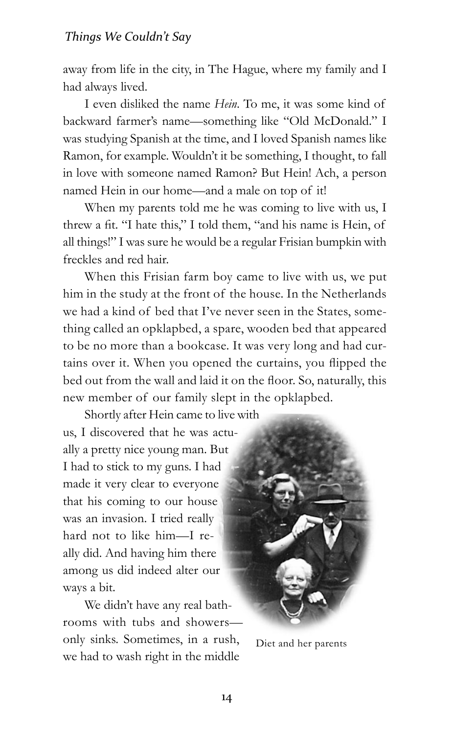away from life in the city, in The Hague, where my family and I had always lived.

I even disliked the name *Hein*. To me, it was some kind of backward farmer's name—something like "Old McDonald." I was studying Spanish at the time, and I loved Spanish names like Ramon, for example. Wouldn't it be something, I thought, to fall in love with someone named Ramon? But Hein! Ach, a person named Hein in our home—and a male on top of it!

When my parents told me he was coming to live with us, I threw a fit. "I hate this," I told them, "and his name is Hein, of all things!" I was sure he would be a regular Frisian bumpkin with freckles and red hair.

When this Frisian farm boy came to live with us, we put him in the study at the front of the house. In the Netherlands we had a kind of bed that I've never seen in the States, something called an opklapbed, a spare, wooden bed that appeared to be no more than a bookcase. It was very long and had curtains over it. When you opened the curtains, you flipped the bed out from the wall and laid it on the floor. So, naturally, this new member of our family slept in the opklapbed.

Shortly after Hein came to live with us, I discovered that he was actually a pretty nice young man. But I had to stick to my guns. I had made it very clear to everyone that his coming to our house was an invasion. I tried really hard not to like him—I really did. And having him there among us did indeed alter our ways a bit.

Diet and her parents

We didn't have any real bathrooms with tubs and showers—only sinks. Sometimes, in a rush, we had to wash right in the middle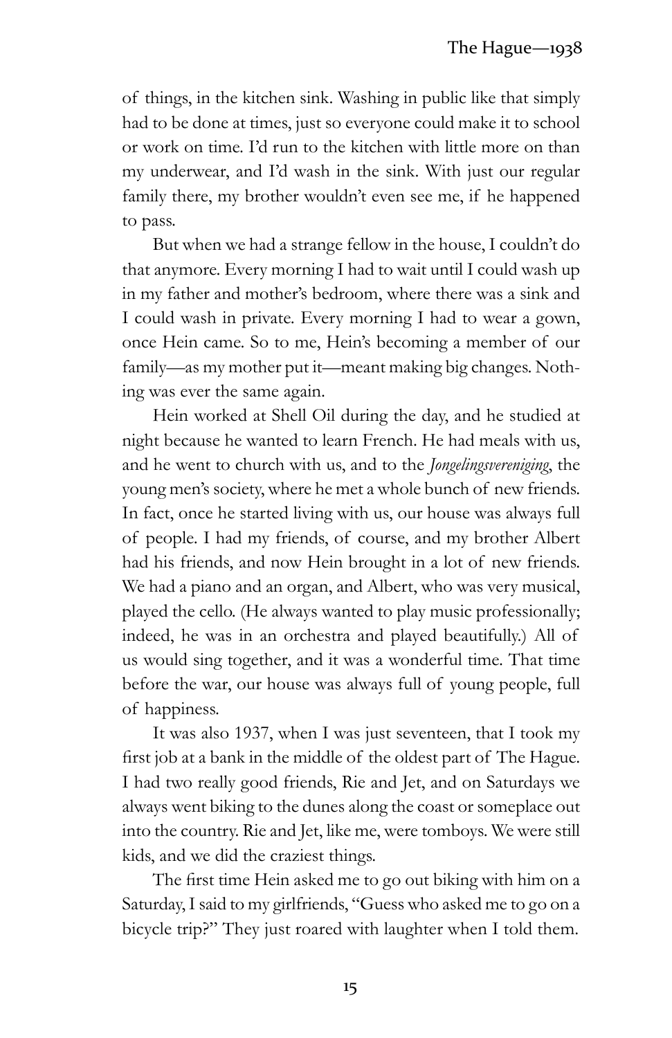of things, in the kitchen sink. Washing in public like that simply had to be done at times, just so everyone could make it to school or work on time. I'd run to the kitchen with little more on than my underwear, and I'd wash in the sink. With just our regular family there, my brother wouldn't even see me, if he happened to pass.

But when we had a strange fellow in the house, I couldn't do that anymore. Every morning I had to wait until I could wash up in my father and mother's bedroom, where there was a sink and I could wash in private. Every morning I had to wear a gown, once Hein came. So to me, Hein's becoming a member of our family—as my mother put it—meant making big changes. Nothing was ever the same again.

Hein worked at Shell Oil during the day, and he studied at night because he wanted to learn French. He had meals with us, and he went to church with us, and to the *Jongelingsvereniging*, the young men's society, where he met a whole bunch of new friends. In fact, once he started living with us, our house was always full of people. I had my friends, of course, and my brother Albert had his friends, and now Hein brought in a lot of new friends. We had a piano and an organ, and Albert, who was very musical, played the cello. (He always wanted to play music professionally; indeed, he was in an orchestra and played beautifully.) All of us would sing together, and it was a wonderful time. That time before the war, our house was always full of young people, full of happiness.

It was also 1937, when I was just seventeen, that I took my first job at a bank in the middle of the oldest part of The Hague. I had two really good friends, Rie and Jet, and on Saturdays we always went biking to the dunes along the coast or someplace out into the country. Rie and Jet, like me, were tomboys. We were still kids, and we did the craziest things.

The first time Hein asked me to go out biking with him on a Saturday, I said to my girlfriends, "Guess who asked me to go on a bicycle trip?" They just roared with laughter when I told them.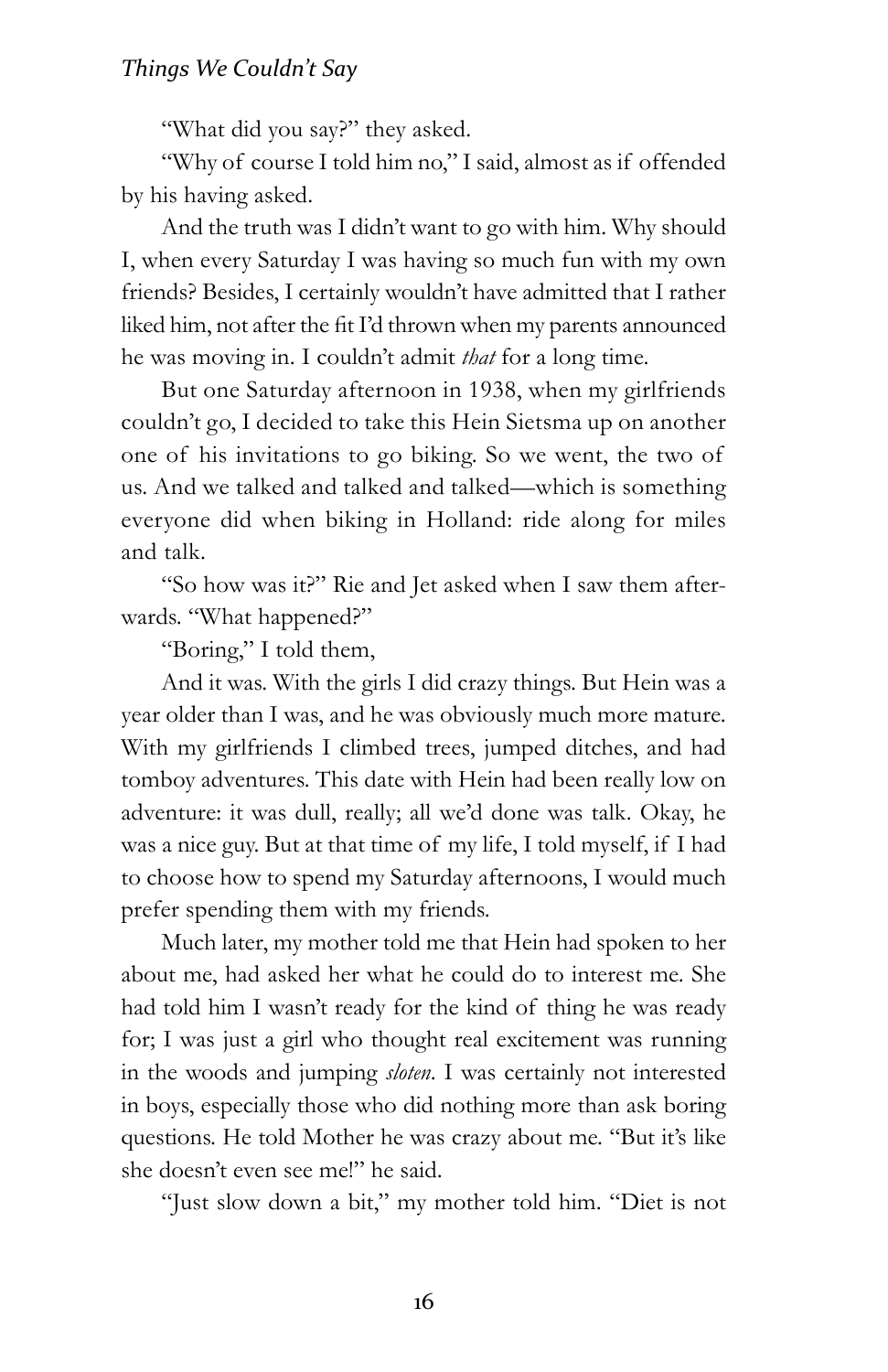"What did you say?" they asked.

"Why of course I told him no," I said, almost as if offended by his having asked.

And the truth was I didn't want to go with him. Why should I, when every Saturday I was having so much fun with my own friends? Besides, I certainly wouldn't have admitted that I rather liked him, not after the fit I'd thrown when my parents announced he was moving in. I couldn't admit *that* for a long time.

But one Saturday afternoon in 1938, when my girlfriends couldn't go, I decided to take this Hein Sietsma up on another one of his invitations to go biking. So we went, the two of us. And we talked and talked and talked—which is something everyone did when biking in Holland: ride along for miles and talk.

"So how was it?" Rie and Jet asked when I saw them afterwards. "What happened?"

"Boring," I told them,

And it was. With the girls I did crazy things. But Hein was a year older than I was, and he was obviously much more mature. With my girlfriends I climbed trees, jumped ditches, and had tomboy adventures. This date with Hein had been really low on adventure: it was dull, really; all we'd done was talk. Okay, he was a nice guy. But at that time of my life, I told myself, if I had to choose how to spend my Saturday afternoons, I would much prefer spending them with my friends.

Much later, my mother told me that Hein had spoken to her about me, had asked her what he could do to interest me. She had told him I wasn't ready for the kind of thing he was ready for; I was just a girl who thought real excitement was running in the woods and jumping *sloten*. I was certainly not interested in boys, especially those who did nothing more than ask boring questions. He told Mother he was crazy about me. "But it's like she doesn't even see me!" he said.

"Just slow down a bit," my mother told him. "Diet is not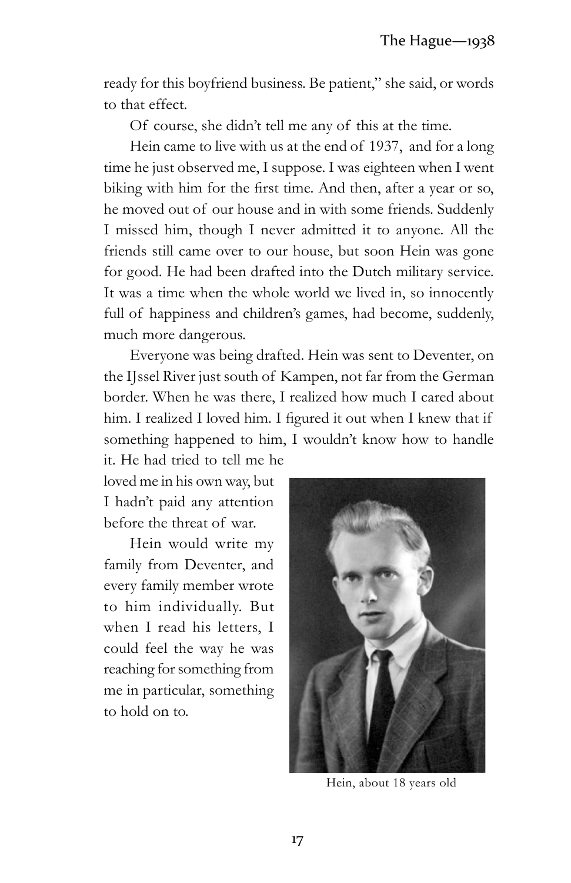ready for this boyfriend business. Be patient," she said, or words to that effect.

Of course, she didn't tell me any of this at the time.

Hein came to live with us at the end of 1937, and for a long time he just observed me, I suppose. I was eighteen when I went biking with him for the first time. And then, after a year or so, he moved out of our house and in with some friends. Suddenly I missed him, though I never admitted it to anyone. All the friends still came over to our house, but soon Hein was gone for good. He had been drafted into the Dutch military service. It was a time when the whole world we lived in, so innocently full of happiness and children's games, had become, suddenly, much more dangerous.

Everyone was being drafted. Hein was sent to Deventer, on the IJssel River just south of Kampen, not far from the German border. When he was there, I realized how much I cared about him. I realized I loved him. I figured it out when I knew that if something happened to him, I wouldn't know how to handle it. He had tried to tell me he loved me in his own way, but I hadn't paid any attention before the threat of war.

Hein would write my family from Deventer, and every family member wrote to him individually. But when I read his letters, I could feel the way he was reaching for something from me in particular, something to hold on to.

Hein, about 18 years old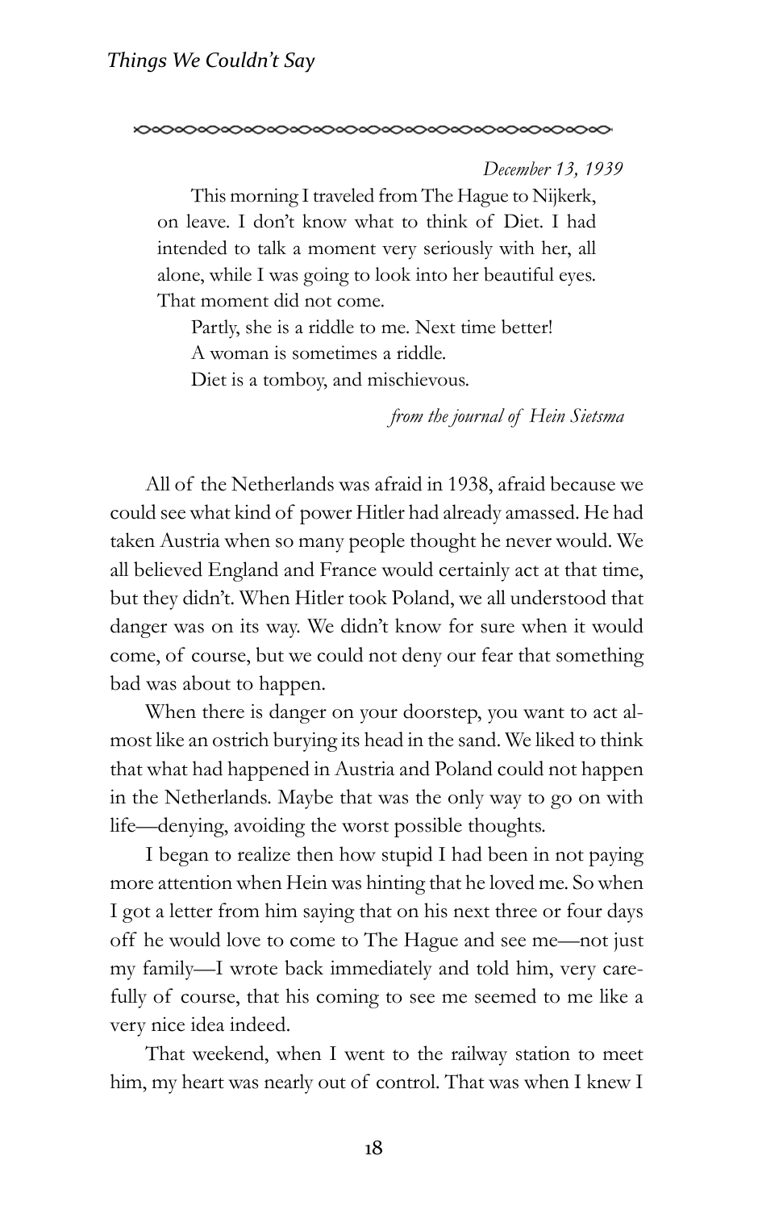*December 13, 1939*

This morning I traveled from The Hague to Nijkerk, on leave. I don't know what to think of Diet. I had intended to talk a moment very seriously with her, all alone, while I was going to look into her beautiful eyes. That moment did not come.

Partly, she is a riddle to me. Next time better!

A woman is sometimes a riddle.

Diet is a tomboy, and mischievous.

*from the journal of Hein Sietsma*

All of the Netherlands was afraid in 1938, afraid because we could see what kind of power Hitler had already amassed. He had taken Austria when so many people thought he never would. We all believed England and France would certainly act at that time, but they didn't. When Hitler took Poland, we all understood that danger was on its way. We didn't know for sure when it would come, of course, but we could not deny our fear that something bad was about to happen.

When there is danger on your doorstep, you want to act almost like an ostrich burying its head in the sand. We liked to think that what had happened in Austria and Poland could not happen in the Netherlands. Maybe that was the only way to go on with life—denying, avoiding the worst possible thoughts.

I began to realize then how stupid I had been in not paying more attention when Hein was hinting that he loved me. So when I got a letter from him saying that on his next three or four days off he would love to come to The Hague and see me—not just my family—I wrote back immediately and told him, very carefully of course, that his coming to see me seemed to me like a very nice idea indeed.

That weekend, when I went to the railway station to meet him, my heart was nearly out of control. That was when I knew I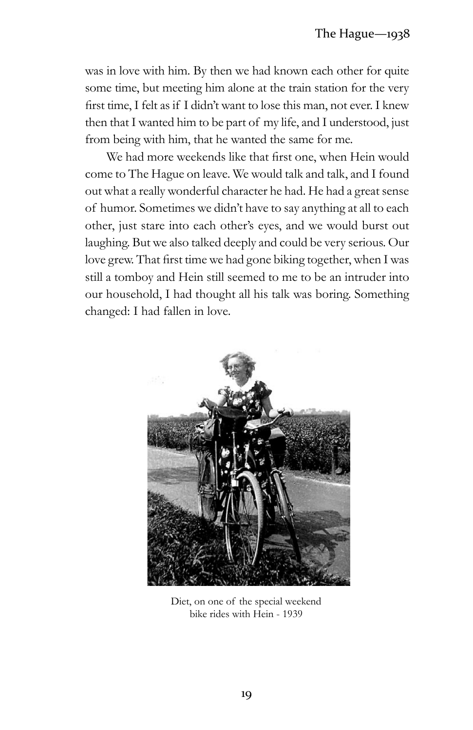was in love with him. By then we had known each other for quite some time, but meeting him alone at the train station for the very first time, I felt as if I didn't want to lose this man, not ever. I knew then that I wanted him to be part of my life, and I understood, just from being with him, that he wanted the same for me.

We had more weekends like that first one, when Hein would come to The Hague on leave. We would talk and talk, and I found out what a really wonderful character he had. He had a great sense of humor. Sometimes we didn't have to say anything at all to each other, just stare into each other's eyes, and we would burst out laughing. But we also talked deeply and could be very serious. Our love grew. That first time we had gone biking together, when I was still a tomboy and Hein still seemed to me to be an intruder into our household, I had thought all his talk was boring. Something changed: I had fallen in love.

Diet, on one of the special weekend bike rides with Hein - 1939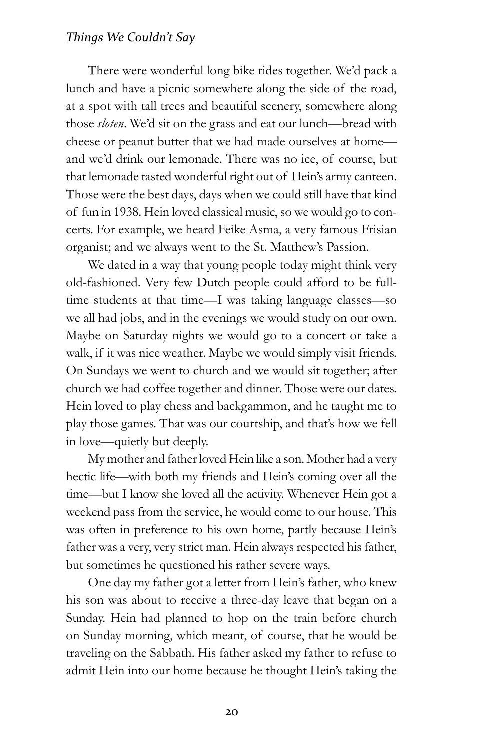There were wonderful long bike rides together. We'd pack a lunch and have a picnic somewhere along the side of the road, at a spot with tall trees and beautiful scenery, somewhere along those *sloten*. We'd sit on the grass and eat our lunch—bread with cheese or peanut butter that we had made ourselves at home—and we'd drink our lemonade. There was no ice, of course, but that lemonade tasted wonderful right out of Hein's army canteen. Those were the best days, days when we could still have that kind of fun in 1938. Hein loved classical music, so we would go to concerts. For example, we heard Feike Asma, a very famous Frisian organist; and we always went to the St. Matthew's Passion.

We dated in a way that young people today might think very old-fashioned. Very few Dutch people could afford to be full-time students at that time—I was taking language classes—so we all had jobs, and in the evenings we would study on our own. Maybe on Saturday nights we would go to a concert or take a walk, if it was nice weather. Maybe we would simply visit friends. On Sundays we went to church and we would sit together; after church we had coffee together and dinner. Those were our dates. Hein loved to play chess and backgammon, and he taught me to play those games. That was our courtship, and that's how we fell in love—quietly but deeply.

My mother and father loved Hein like a son. Mother had a very hectic life—with both my friends and Hein's coming over all the time—but I know she loved all the activity. Whenever Hein got a weekend pass from the service, he would come to our house. This was often in preference to his own home, partly because Hein's father was a very, very strict man. Hein always respected his father, but sometimes he questioned his rather severe ways.

One day my father got a letter from Hein's father, who knew his son was about to receive a three-day leave that began on a Sunday. Hein had planned to hop on the train before church on Sunday morning, which meant, of course, that he would be traveling on the Sabbath. His father asked my father to refuse to admit Hein into our home because he thought Hein's taking the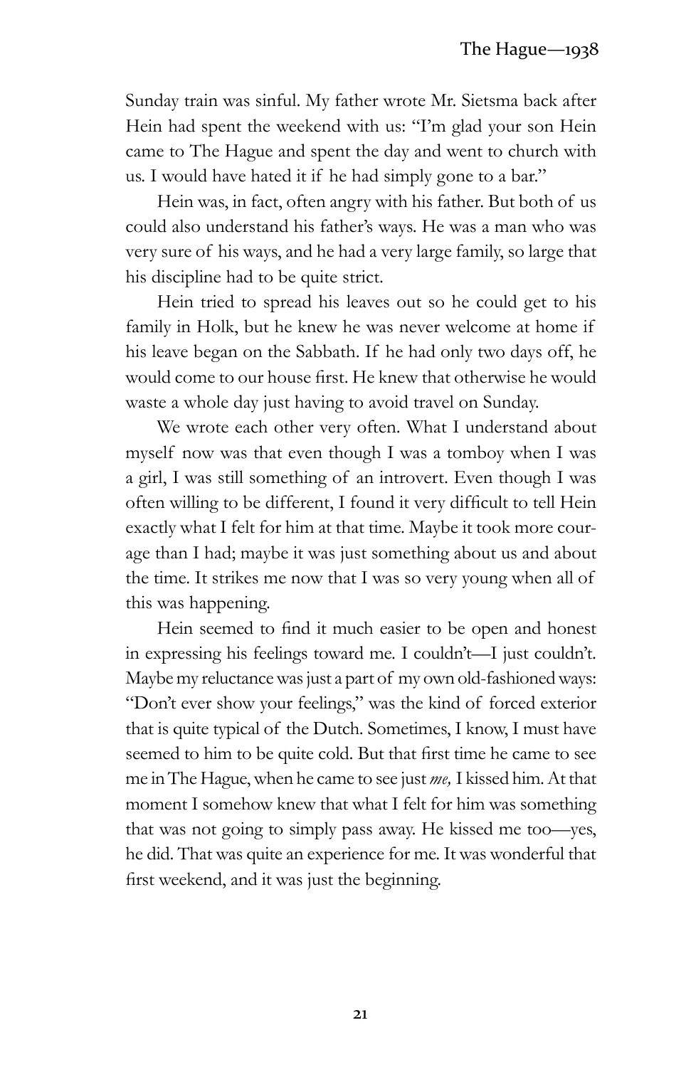Sunday train was sinful. My father wrote Mr. Sietsma back after Hein had spent the weekend with us: "I'm glad your son Hein came to The Hague and spent the day and went to church with us. I would have hated it if he had simply gone to a bar."

Hein was, in fact, often angry with his father. But both of us could also understand his father's ways. He was a man who was very sure of his ways, and he had a very large family, so large that his discipline had to be quite strict.

Hein tried to spread his leaves out so he could get to his family in Holk, but he knew he was never welcome at home if his leave began on the Sabbath. If he had only two days off, he would come to our house first. He knew that otherwise he would waste a whole day just having to avoid travel on Sunday.

We wrote each other very often. What I understand about myself now was that even though I was a tomboy when I was a girl, I was still something of an introvert. Even though I was often willing to be different, I found it very difficult to tell Hein exactly what I felt for him at that time. Maybe it took more courage than I had; maybe it was just something about us and about the time. It strikes me now that I was so very young when all of this was happening.

Hein seemed to find it much easier to be open and honest in expressing his feelings toward me. I couldn't—I just couldn't. Maybe my reluctance was just a part of my own old-fashioned ways: "Don't ever show your feelings," was the kind of forced exterior that is quite typical of the Dutch. Sometimes, I know, I must have seemed to him to be quite cold. But that first time he came to see me in The Hague, when he came to see just *me,* I kissed him. At that moment I somehow knew that what I felt for him was something that was not going to simply pass away. He kissed me too—yes, he did. That was quite an experience for me. It was wonderful that first weekend, and it was just the beginning.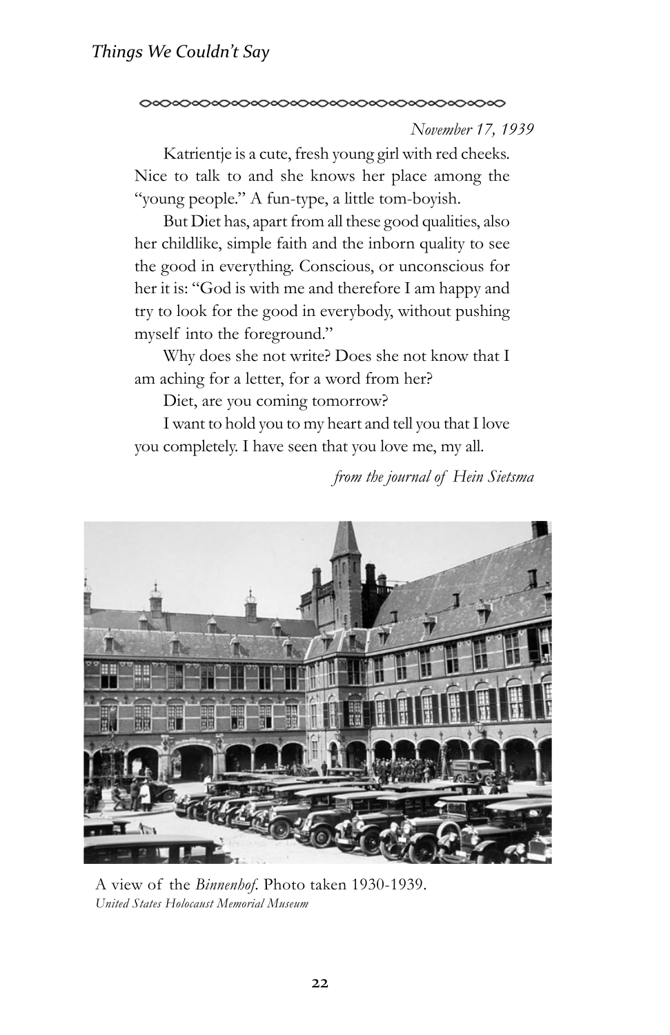*November 17, 1939*

Katrientje is a cute, fresh young girl with red cheeks. Nice to talk to and she knows her place among the "young people." A fun-type, a little tom-boyish.

But Diet has, apart from all these good qualities, also her childlike, simple faith and the inborn quality to see the good in everything. Conscious, or unconscious for her it is: "God is with me and therefore I am happy and try to look for the good in everybody, without pushing myself into the foreground."

Why does she not write? Does she not know that I am aching for a letter, for a word from her?

Diet, are you coming tomorrow?

I want to hold you to my heart and tell you that I love you completely. I have seen that you love me, my all.

*from the journal of Hein Sietsma*

A view of the *Binnenhof*. Photo taken 1930-1939.
*United States Holocaust Memorial Museum*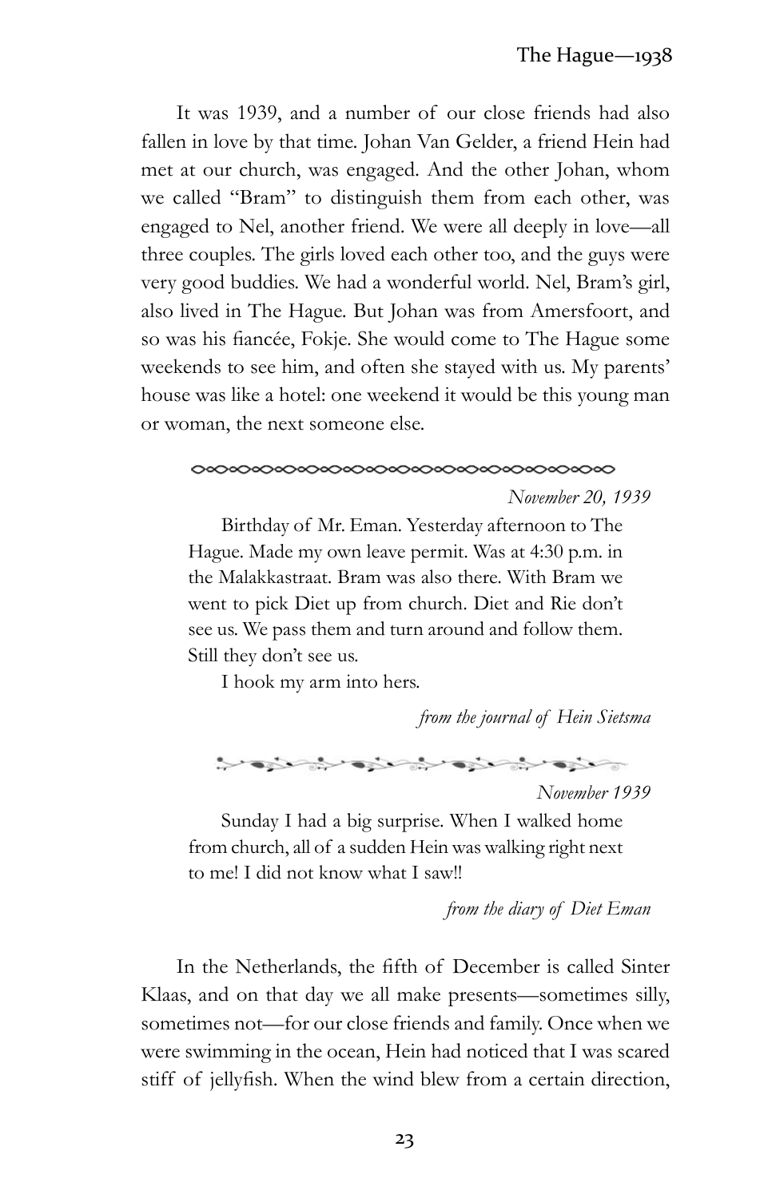It was 1939, and a number of our close friends had also fallen in love by that time. Johan Van Gelder, a friend Hein had met at our church, was engaged. And the other Johan, whom we called "Bram" to distinguish them from each other, was engaged to Nel, another friend. We were all deeply in love—all three couples. The girls loved each other too, and the guys were very good buddies. We had a wonderful world. Nel, Bram's girl, also lived in The Hague. But Johan was from Amersfoort, and so was his fiancée, Fokje. She would come to The Hague some weekends to see him, and often she stayed with us. My parents' house was like a hotel: one weekend it would be this young man or woman, the next someone else.

*November 20, 1939*

> Birthday of Mr. Eman. Yesterday afternoon to The Hague. Made my own leave permit. Was at 4:30 p.m. in the Malakkastraat. Bram was also there. With Bram we went to pick Diet up from church. Diet and Rie don't see us. We pass them and turn around and follow them. Still they don't see us.
>
> I hook my arm into hers.

*from the journal of Hein Sietsma*

*November 1939*

> Sunday I had a big surprise. When I walked home from church, all of a sudden Hein was walking right next to me! I did not know what I saw!!

*from the diary of Diet Eman*

In the Netherlands, the fifth of December is called Sinter Klaas, and on that day we all make presents—sometimes silly, sometimes not—for our close friends and family. Once when we were swimming in the ocean, Hein had noticed that I was scared stiff of jellyfish. When the wind blew from a certain direction,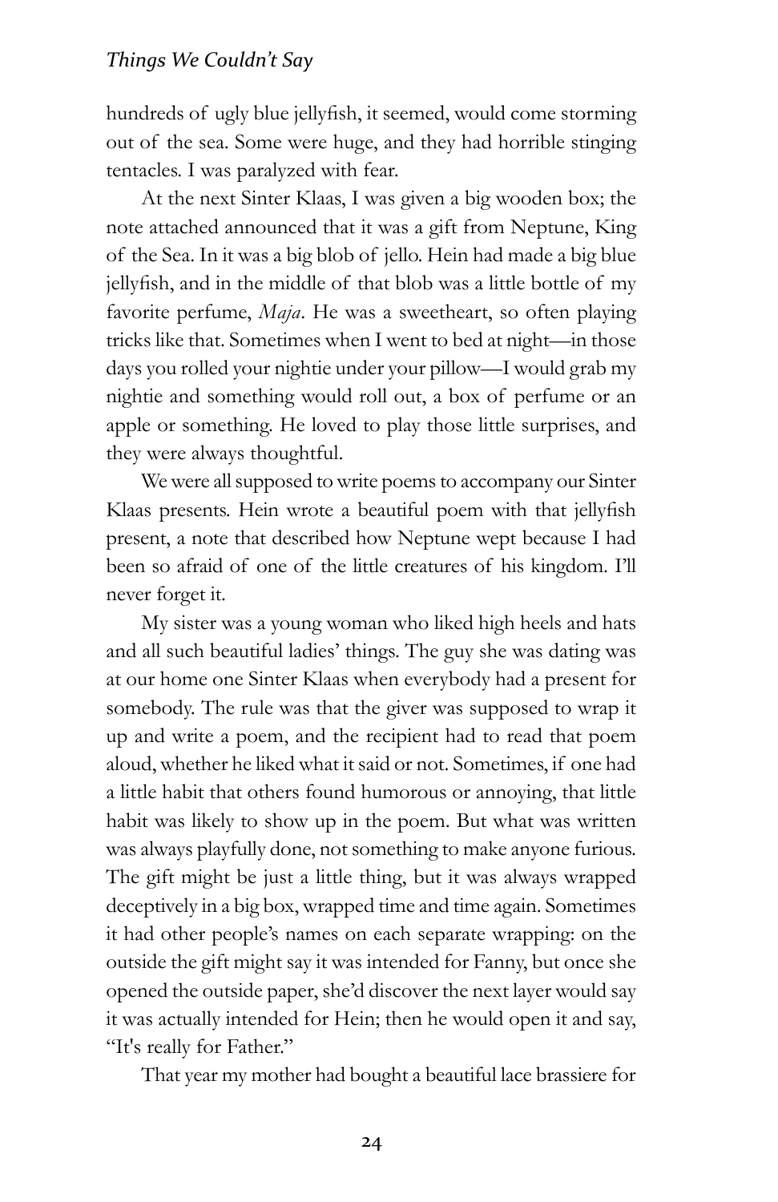hundreds of ugly blue jellyfish, it seemed, would come storming out of the sea. Some were huge, and they had horrible stinging tentacles. I was paralyzed with fear.

At the next Sinter Klaas, I was given a big wooden box; the note attached announced that it was a gift from Neptune, King of the Sea. In it was a big blob of jello. Hein had made a big blue jellyfish, and in the middle of that blob was a little bottle of my favorite perfume, *Maja*. He was a sweetheart, so often playing tricks like that. Sometimes when I went to bed at night—in those days you rolled your nightie under your pillow—I would grab my nightie and something would roll out, a box of perfume or an apple or something. He loved to play those little surprises, and they were always thoughtful.

We were all supposed to write poems to accompany our Sinter Klaas presents. Hein wrote a beautiful poem with that jellyfish present, a note that described how Neptune wept because I had been so afraid of one of the little creatures of his kingdom. I'll never forget it.

My sister was a young woman who liked high heels and hats and all such beautiful ladies' things. The guy she was dating was at our home one Sinter Klaas when everybody had a present for somebody. The rule was that the giver was supposed to wrap it up and write a poem, and the recipient had to read that poem aloud, whether he liked what it said or not. Sometimes, if one had a little habit that others found humorous or annoying, that little habit was likely to show up in the poem. But what was written was always playfully done, not something to make anyone furious. The gift might be just a little thing, but it was always wrapped deceptively in a big box, wrapped time and time again. Sometimes it had other people's names on each separate wrapping: on the outside the gift might say it was intended for Fanny, but once she opened the outside paper, she'd discover the next layer would say it was actually intended for Hein; then he would open it and say, "It's really for Father."

That year my mother had bought a beautiful lace brassiere for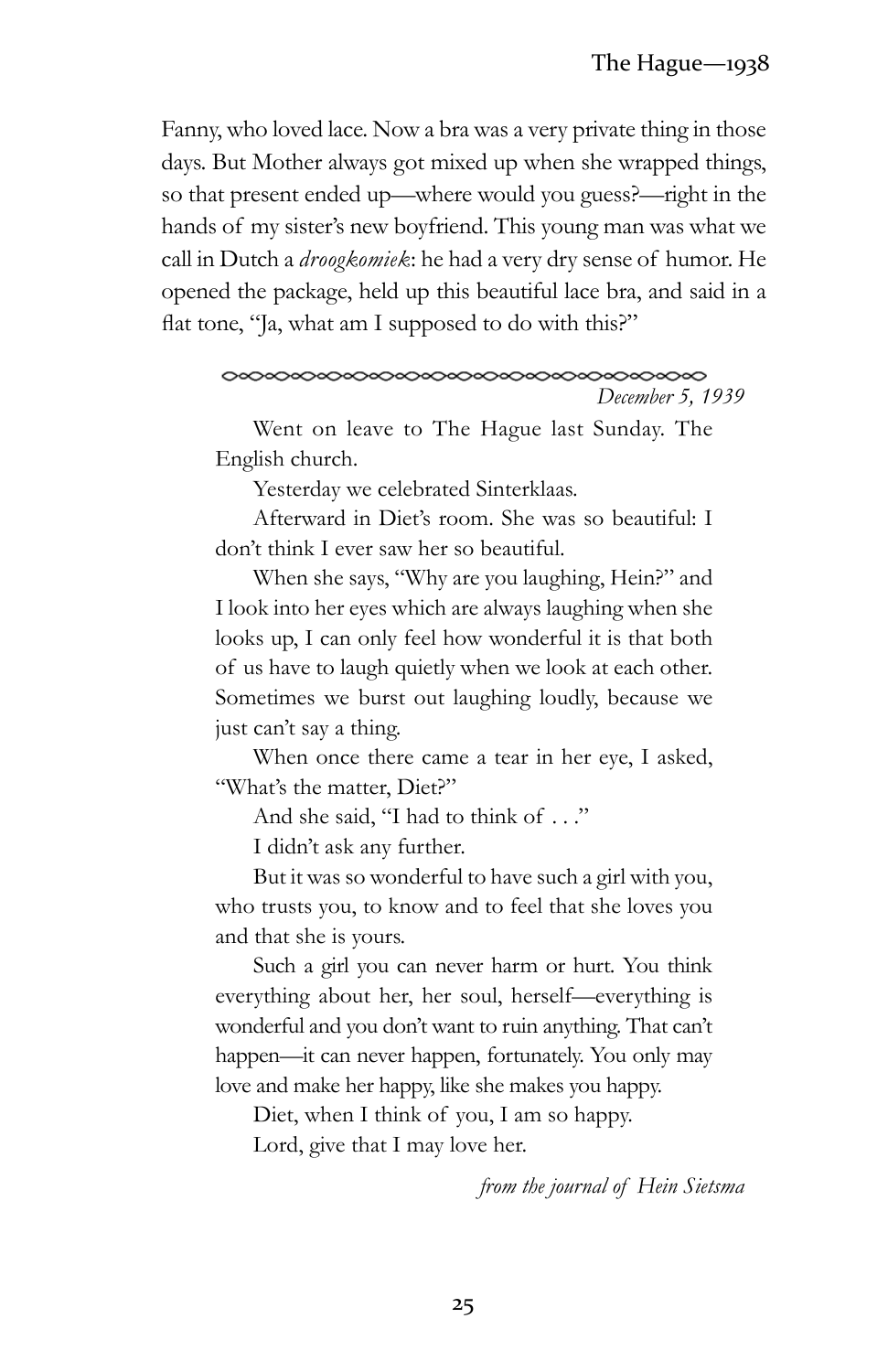Fanny, who loved lace. Now a bra was a very private thing in those days. But Mother always got mixed up when she wrapped things, so that present ended up—where would you guess?—right in the hands of my sister's new boyfriend. This young man was what we call in Dutch a *droogkomiek*: he had a very dry sense of humor. He opened the package, held up this beautiful lace bra, and said in a flat tone, "Ja, what am I supposed to do with this?"

---

*December 5, 1939*

Went on leave to The Hague last Sunday. The English church.

Yesterday we celebrated Sinterklaas.

Afterward in Diet's room. She was so beautiful: I don't think I ever saw her so beautiful.

When she says, "Why are you laughing, Hein?" and I look into her eyes which are always laughing when she looks up, I can only feel how wonderful it is that both of us have to laugh quietly when we look at each other. Sometimes we burst out laughing loudly, because we just can't say a thing.

When once there came a tear in her eye, I asked, "What's the matter, Diet?"

And she said, "I had to think of . . ."

I didn't ask any further.

But it was so wonderful to have such a girl with you, who trusts you, to know and to feel that she loves you and that she is yours.

Such a girl you can never harm or hurt. You think everything about her, her soul, herself—everything is wonderful and you don't want to ruin anything. That can't happen—it can never happen, fortunately. You only may love and make her happy, like she makes you happy.

Diet, when I think of you, I am so happy.

Lord, give that I may love her.

*from the journal of Hein Sietsma*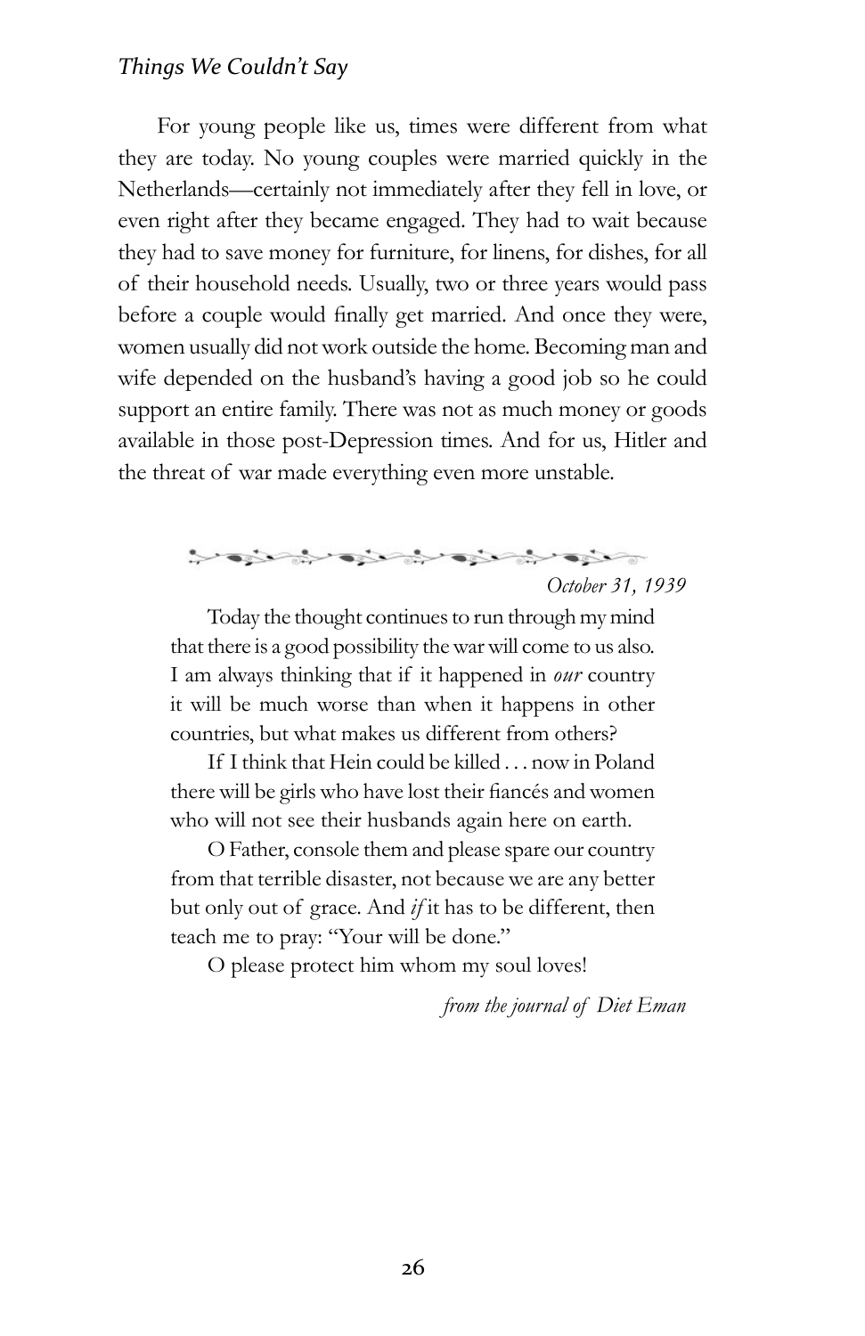For young people like us, times were different from what they are today. No young couples were married quickly in the Netherlands—certainly not immediately after they fell in love, or even right after they became engaged. They had to wait because they had to save money for furniture, for linens, for dishes, for all of their household needs. Usually, two or three years would pass before a couple would finally get married. And once they were, women usually did not work outside the home. Becoming man and wife depended on the husband's having a good job so he could support an entire family. There was not as much money or goods available in those post-Depression times. And for us, Hitler and the threat of war made everything even more unstable.

*October 31, 1939*

> Today the thought continues to run through my mind that there is a good possibility the war will come to us also. I am always thinking that if it happened in *our* country it will be much worse than when it happens in other countries, but what makes us different from others?
>
> If I think that Hein could be killed . . . now in Poland there will be girls who have lost their fiancés and women who will not see their husbands again here on earth.
>
> O Father, console them and please spare our country from that terrible disaster, not because we are any better but only out of grace. And *if* it has to be different, then teach me to pray: "Your will be done."
>
> O please protect him whom my soul loves!
>
> *from the journal of Diet Eman*